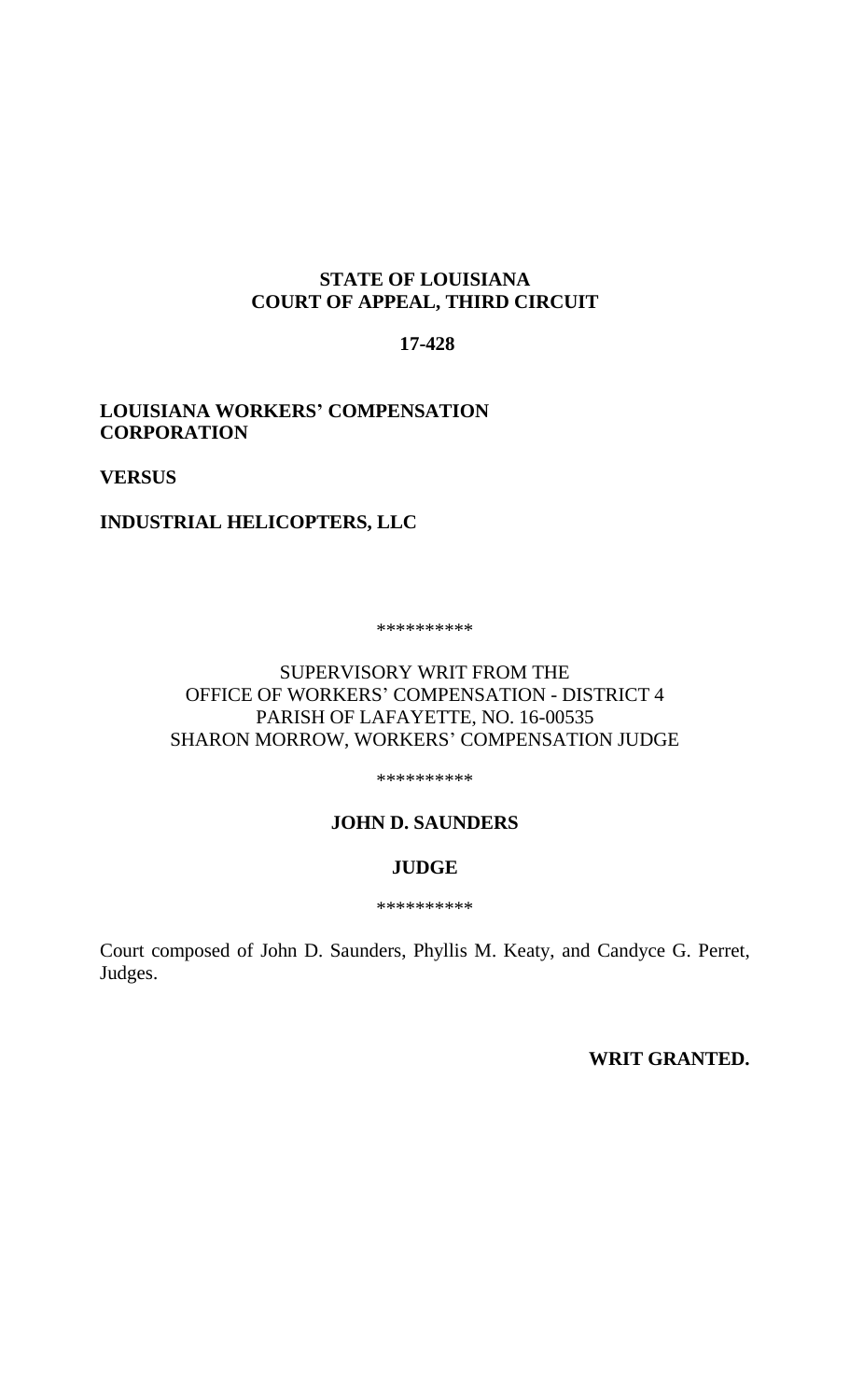**STATE OF LOUISIANA**
**COURT OF APPEAL, THIRD CIRCUIT**

**17-428**

**LOUISIANA WORKERS' COMPENSATION CORPORATION**

**VERSUS**

**INDUSTRIAL HELICOPTERS, LLC**

\*\*\*\*\*\*\*\*\*\*

SUPERVISORY WRIT FROM THE
OFFICE OF WORKERS' COMPENSATION - DISTRICT 4
PARISH OF LAFAYETTE, NO. 16-00535
SHARON MORROW, WORKERS' COMPENSATION JUDGE

\*\*\*\*\*\*\*\*\*\*

**JOHN D. SAUNDERS**

**JUDGE**

\*\*\*\*\*\*\*\*\*\*

Court composed of John D. Saunders, Phyllis M. Keaty, and Candyce G. Perret, Judges.

**WRIT GRANTED.**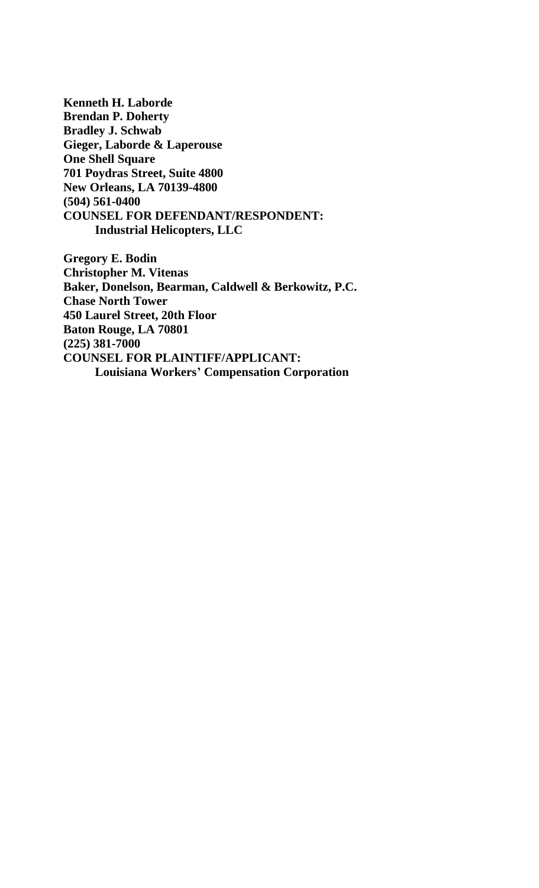**Kenneth H. Laborde**
**Brendan P. Doherty**
**Bradley J. Schwab**
**Gieger, Laborde & Laperouse**
**One Shell Square**
**701 Poydras Street, Suite 4800**
**New Orleans, LA 70139-4800**
**(504) 561-0400**
**COUNSEL FOR DEFENDANT/RESPONDENT:**
    **Industrial Helicopters, LLC**

**Gregory E. Bodin**
**Christopher M. Vitenas**
**Baker, Donelson, Bearman, Caldwell & Berkowitz, P.C.**
**Chase North Tower**
**450 Laurel Street, 20th Floor**
**Baton Rouge, LA 70801**
**(225) 381-7000**
**COUNSEL FOR PLAINTIFF/APPLICANT:**
    **Louisiana Workers' Compensation Corporation**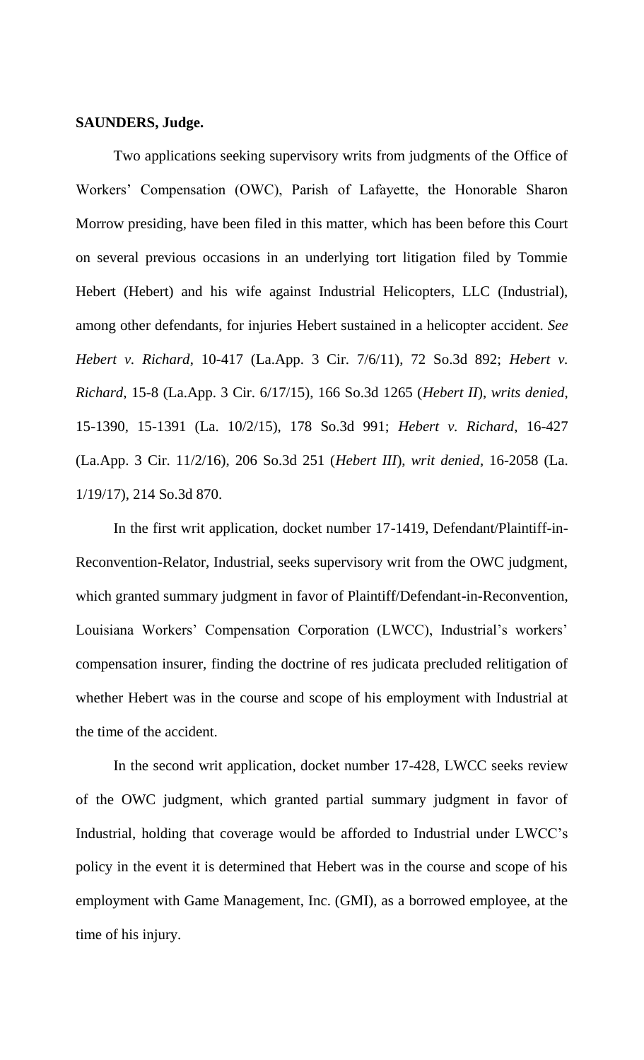**SAUNDERS, Judge.**

Two applications seeking supervisory writs from judgments of the Office of Workers' Compensation (OWC), Parish of Lafayette, the Honorable Sharon Morrow presiding, have been filed in this matter, which has been before this Court on several previous occasions in an underlying tort litigation filed by Tommie Hebert (Hebert) and his wife against Industrial Helicopters, LLC (Industrial), among other defendants, for injuries Hebert sustained in a helicopter accident. *See Hebert v. Richard*, 10-417 (La.App. 3 Cir. 7/6/11), 72 So.3d 892; *Hebert v. Richard*, 15-8 (La.App. 3 Cir. 6/17/15), 166 So.3d 1265 (*Hebert II*), *writs denied*, 15-1390, 15-1391 (La. 10/2/15), 178 So.3d 991; *Hebert v. Richard*, 16-427 (La.App. 3 Cir. 11/2/16), 206 So.3d 251 (*Hebert III*), *writ denied*, 16-2058 (La. 1/19/17), 214 So.3d 870.

In the first writ application, docket number 17-1419, Defendant/Plaintiff-in-Reconvention-Relator, Industrial, seeks supervisory writ from the OWC judgment, which granted summary judgment in favor of Plaintiff/Defendant-in-Reconvention, Louisiana Workers' Compensation Corporation (LWCC), Industrial's workers' compensation insurer, finding the doctrine of res judicata precluded relitigation of whether Hebert was in the course and scope of his employment with Industrial at the time of the accident.

In the second writ application, docket number 17-428, LWCC seeks review of the OWC judgment, which granted partial summary judgment in favor of Industrial, holding that coverage would be afforded to Industrial under LWCC's policy in the event it is determined that Hebert was in the course and scope of his employment with Game Management, Inc. (GMI), as a borrowed employee, at the time of his injury.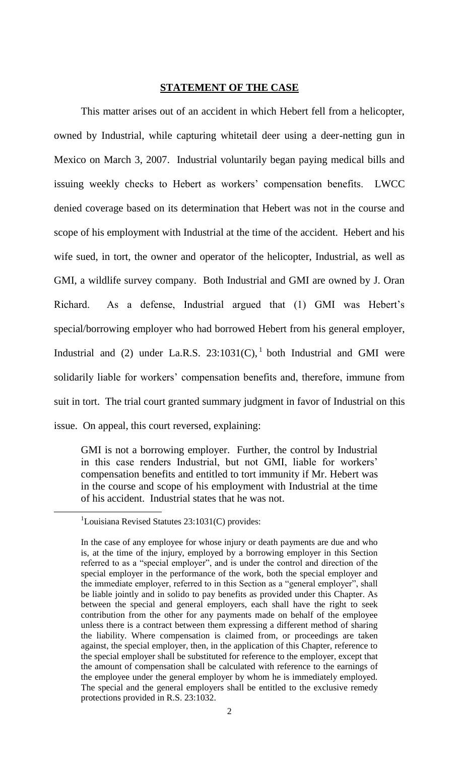## STATEMENT OF THE CASE

This matter arises out of an accident in which Hebert fell from a helicopter, owned by Industrial, while capturing whitetail deer using a deer-netting gun in Mexico on March 3, 2007. Industrial voluntarily began paying medical bills and issuing weekly checks to Hebert as workers' compensation benefits. LWCC denied coverage based on its determination that Hebert was not in the course and scope of his employment with Industrial at the time of the accident. Hebert and his wife sued, in tort, the owner and operator of the helicopter, Industrial, as well as GMI, a wildlife survey company. Both Industrial and GMI are owned by J. Oran Richard. As a defense, Industrial argued that (1) GMI was Hebert's special/borrowing employer who had borrowed Hebert from his general employer, Industrial and (2) under La.R.S. 23:1031(C),[1] both Industrial and GMI were solidarily liable for workers' compensation benefits and, therefore, immune from suit in tort. The trial court granted summary judgment in favor of Industrial on this issue. On appeal, this court reversed, explaining:

> GMI is not a borrowing employer. Further, the control by Industrial in this case renders Industrial, but not GMI, liable for workers' compensation benefits and entitled to tort immunity if Mr. Hebert was in the course and scope of his employment with Industrial at the time of his accident. Industrial states that he was not.

---

[1] Louisiana Revised Statutes 23:1031(C) provides:

In the case of any employee for whose injury or death payments are due and who is, at the time of the injury, employed by a borrowing employer in this Section referred to as a "special employer", and is under the control and direction of the special employer in the performance of the work, both the special employer and the immediate employer, referred to in this Section as a "general employer", shall be liable jointly and in solido to pay benefits as provided under this Chapter. As between the special and general employers, each shall have the right to seek contribution from the other for any payments made on behalf of the employee unless there is a contract between them expressing a different method of sharing the liability. Where compensation is claimed from, or proceedings are taken against, the special employer, then, in the application of this Chapter, reference to the special employer shall be substituted for reference to the employer, except that the amount of compensation shall be calculated with reference to the earnings of the employee under the general employer by whom he is immediately employed. The special and the general employers shall be entitled to the exclusive remedy protections provided in R.S. 23:1032.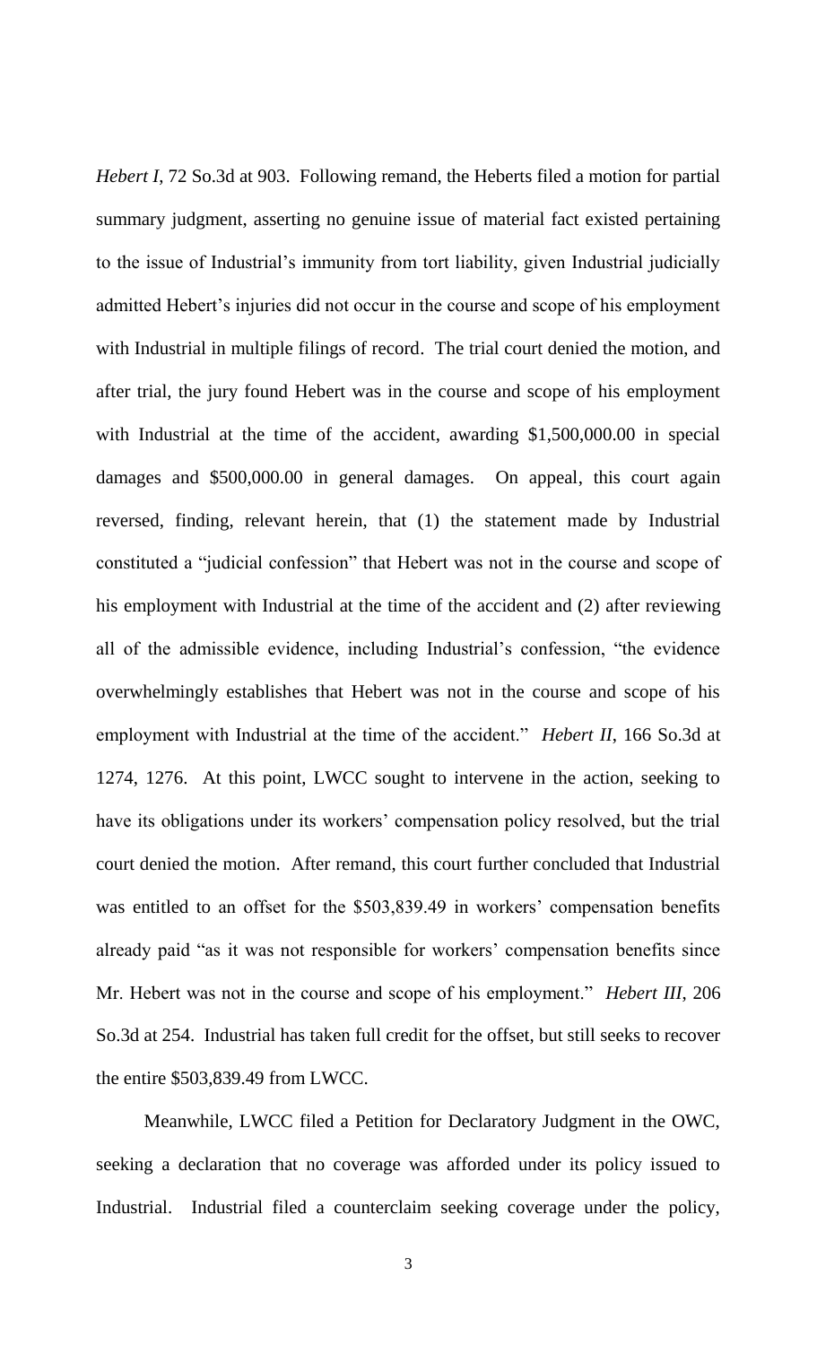*Hebert I*, 72 So.3d at 903. Following remand, the Heberts filed a motion for partial summary judgment, asserting no genuine issue of material fact existed pertaining to the issue of Industrial's immunity from tort liability, given Industrial judicially admitted Hebert's injuries did not occur in the course and scope of his employment with Industrial in multiple filings of record. The trial court denied the motion, and after trial, the jury found Hebert was in the course and scope of his employment with Industrial at the time of the accident, awarding $1,500,000.00 in special damages and $500,000.00 in general damages. On appeal, this court again reversed, finding, relevant herein, that (1) the statement made by Industrial constituted a "judicial confession" that Hebert was not in the course and scope of his employment with Industrial at the time of the accident and (2) after reviewing all of the admissible evidence, including Industrial's confession, "the evidence overwhelmingly establishes that Hebert was not in the course and scope of his employment with Industrial at the time of the accident." *Hebert II*, 166 So.3d at 1274, 1276. At this point, LWCC sought to intervene in the action, seeking to have its obligations under its workers' compensation policy resolved, but the trial court denied the motion. After remand, this court further concluded that Industrial was entitled to an offset for the $503,839.49 in workers' compensation benefits already paid "as it was not responsible for workers' compensation benefits since Mr. Hebert was not in the course and scope of his employment." *Hebert III*, 206 So.3d at 254. Industrial has taken full credit for the offset, but still seeks to recover the entire $503,839.49 from LWCC.

Meanwhile, LWCC filed a Petition for Declaratory Judgment in the OWC, seeking a declaration that no coverage was afforded under its policy issued to Industrial. Industrial filed a counterclaim seeking coverage under the policy,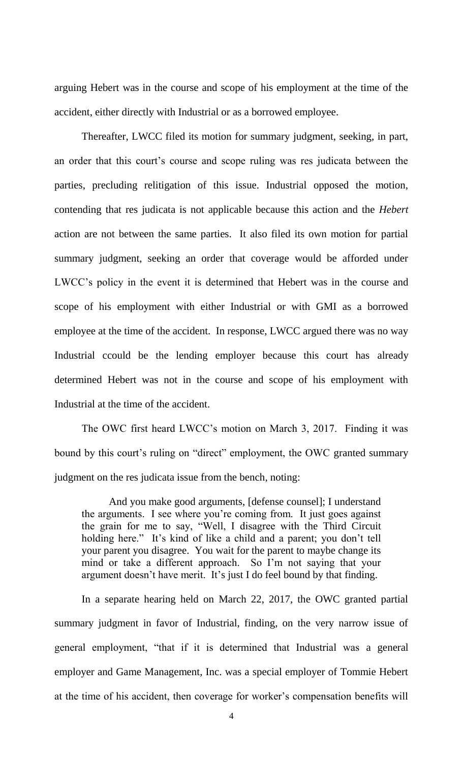arguing Hebert was in the course and scope of his employment at the time of the accident, either directly with Industrial or as a borrowed employee.

Thereafter, LWCC filed its motion for summary judgment, seeking, in part, an order that this court's course and scope ruling was res judicata between the parties, precluding relitigation of this issue. Industrial opposed the motion, contending that res judicata is not applicable because this action and the *Hebert* action are not between the same parties. It also filed its own motion for partial summary judgment, seeking an order that coverage would be afforded under LWCC's policy in the event it is determined that Hebert was in the course and scope of his employment with either Industrial or with GMI as a borrowed employee at the time of the accident. In response, LWCC argued there was no way Industrial ccould be the lending employer because this court has already determined Hebert was not in the course and scope of his employment with Industrial at the time of the accident.

The OWC first heard LWCC's motion on March 3, 2017. Finding it was bound by this court's ruling on "direct" employment, the OWC granted summary judgment on the res judicata issue from the bench, noting:

> And you make good arguments, [defense counsel]; I understand the arguments. I see where you're coming from. It just goes against the grain for me to say, "Well, I disagree with the Third Circuit holding here." It's kind of like a child and a parent; you don't tell your parent you disagree. You wait for the parent to maybe change its mind or take a different approach. So I'm not saying that your argument doesn't have merit. It's just I do feel bound by that finding.

In a separate hearing held on March 22, 2017, the OWC granted partial summary judgment in favor of Industrial, finding, on the very narrow issue of general employment, "that if it is determined that Industrial was a general employer and Game Management, Inc. was a special employer of Tommie Hebert at the time of his accident, then coverage for worker's compensation benefits will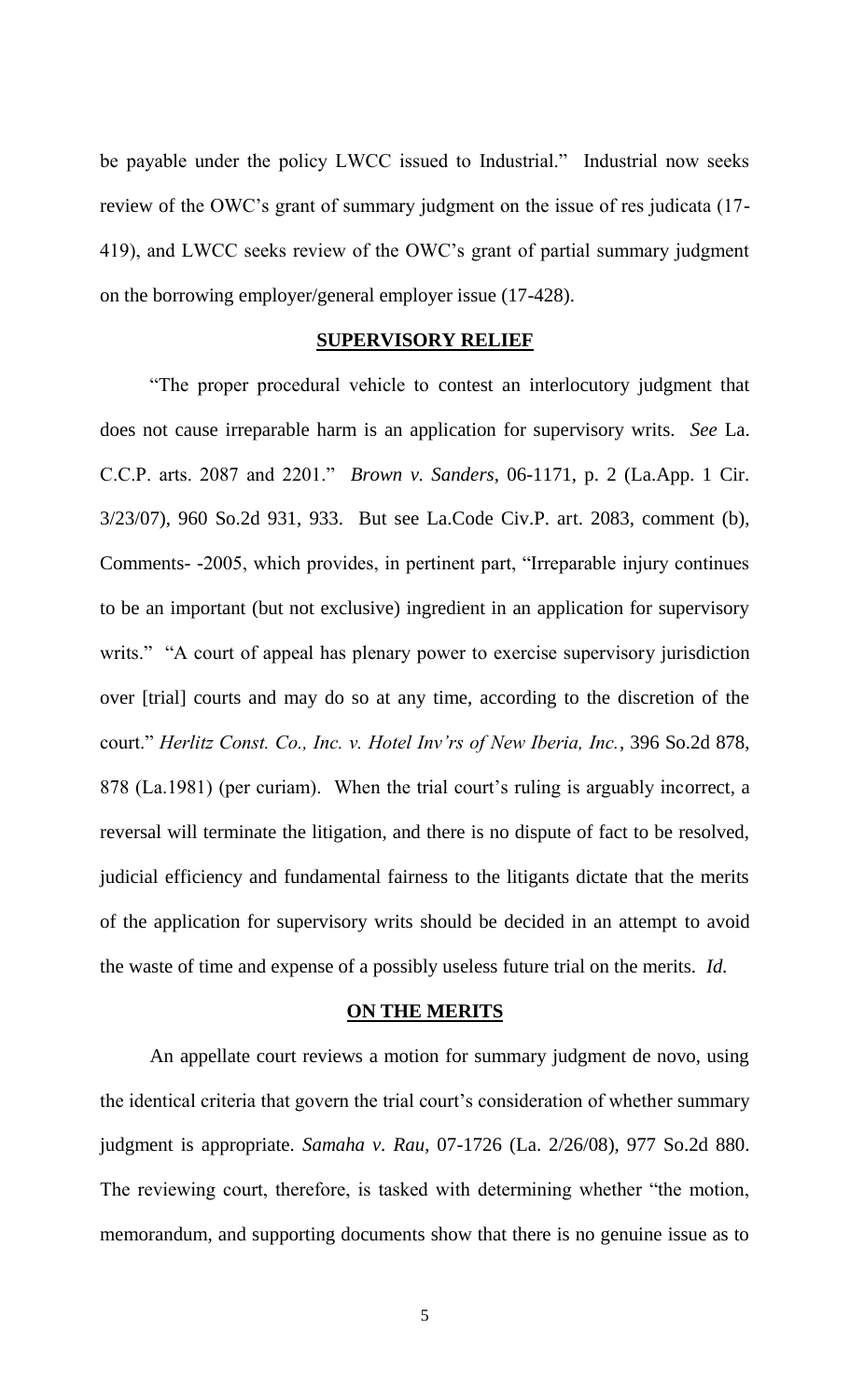be payable under the policy LWCC issued to Industrial." Industrial now seeks review of the OWC's grant of summary judgment on the issue of res judicata (17-419), and LWCC seeks review of the OWC's grant of partial summary judgment on the borrowing employer/general employer issue (17-428).

## SUPERVISORY RELIEF

"The proper procedural vehicle to contest an interlocutory judgment that does not cause irreparable harm is an application for supervisory writs. *See* La. C.C.P. arts. 2087 and 2201." *Brown v. Sanders*, 06-1171, p. 2 (La.App. 1 Cir. 3/23/07), 960 So.2d 931, 933. But see La.Code Civ.P. art. 2083, comment (b), Comments- -2005, which provides, in pertinent part, "Irreparable injury continues to be an important (but not exclusive) ingredient in an application for supervisory writs." "A court of appeal has plenary power to exercise supervisory jurisdiction over [trial] courts and may do so at any time, according to the discretion of the court." *Herlitz Const. Co., Inc. v. Hotel Inv'rs of New Iberia, Inc.*, 396 So.2d 878, 878 (La.1981) (per curiam). When the trial court's ruling is arguably incorrect, a reversal will terminate the litigation, and there is no dispute of fact to be resolved, judicial efficiency and fundamental fairness to the litigants dictate that the merits of the application for supervisory writs should be decided in an attempt to avoid the waste of time and expense of a possibly useless future trial on the merits. *Id.*

## ON THE MERITS

An appellate court reviews a motion for summary judgment de novo, using the identical criteria that govern the trial court's consideration of whether summary judgment is appropriate. *Samaha v. Rau*, 07-1726 (La. 2/26/08), 977 So.2d 880. The reviewing court, therefore, is tasked with determining whether "the motion, memorandum, and supporting documents show that there is no genuine issue as to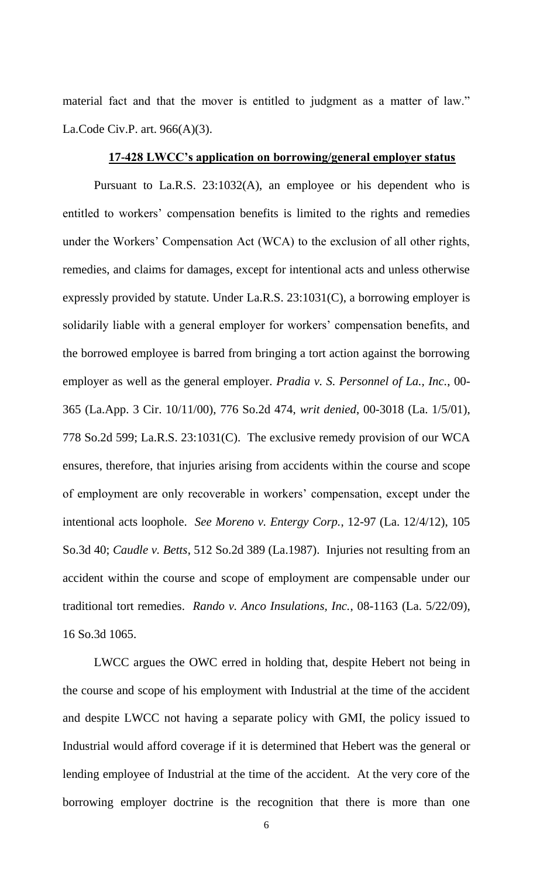material fact and that the mover is entitled to judgment as a matter of law." La.Code Civ.P. art. 966(A)(3).

## **17-428 LWCC's application on borrowing/general employer status**

Pursuant to La.R.S. 23:1032(A), an employee or his dependent who is entitled to workers' compensation benefits is limited to the rights and remedies under the Workers' Compensation Act (WCA) to the exclusion of all other rights, remedies, and claims for damages, except for intentional acts and unless otherwise expressly provided by statute. Under La.R.S. 23:1031(C), a borrowing employer is solidarily liable with a general employer for workers' compensation benefits, and the borrowed employee is barred from bringing a tort action against the borrowing employer as well as the general employer. *Pradia v. S. Personnel of La., Inc.*, 00-365 (La.App. 3 Cir. 10/11/00), 776 So.2d 474, *writ denied*, 00-3018 (La. 1/5/01), 778 So.2d 599; La.R.S. 23:1031(C). The exclusive remedy provision of our WCA ensures, therefore, that injuries arising from accidents within the course and scope of employment are only recoverable in workers' compensation, except under the intentional acts loophole. *See Moreno v. Entergy Corp.*, 12-97 (La. 12/4/12), 105 So.3d 40; *Caudle v. Betts*, 512 So.2d 389 (La.1987). Injuries not resulting from an accident within the course and scope of employment are compensable under our traditional tort remedies. *Rando v. Anco Insulations, Inc.*, 08-1163 (La. 5/22/09), 16 So.3d 1065.

LWCC argues the OWC erred in holding that, despite Hebert not being in the course and scope of his employment with Industrial at the time of the accident and despite LWCC not having a separate policy with GMI, the policy issued to Industrial would afford coverage if it is determined that Hebert was the general or lending employee of Industrial at the time of the accident. At the very core of the borrowing employer doctrine is the recognition that there is more than one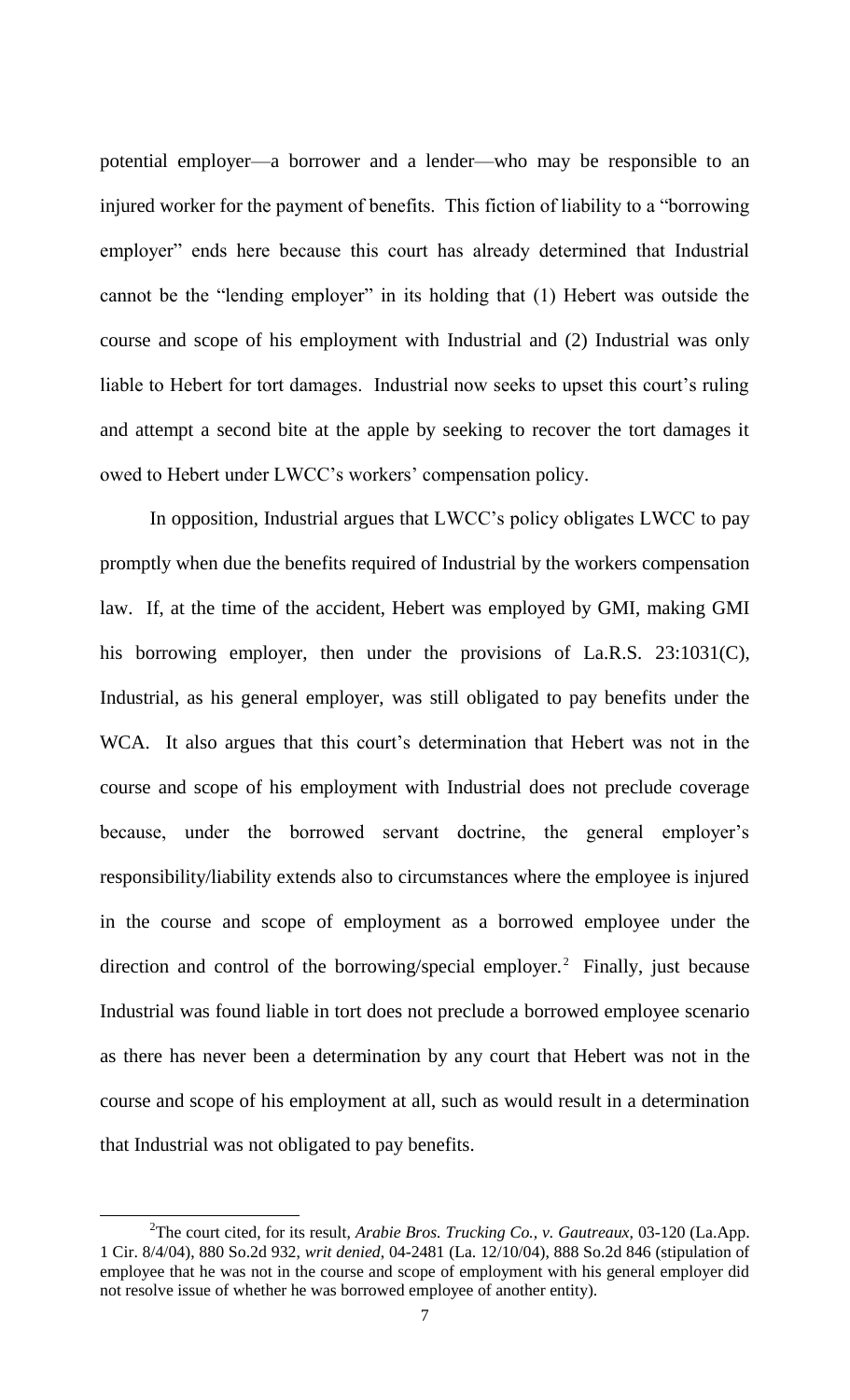potential employer—a borrower and a lender—who may be responsible to an injured worker for the payment of benefits. This fiction of liability to a "borrowing employer" ends here because this court has already determined that Industrial cannot be the "lending employer" in its holding that (1) Hebert was outside the course and scope of his employment with Industrial and (2) Industrial was only liable to Hebert for tort damages. Industrial now seeks to upset this court's ruling and attempt a second bite at the apple by seeking to recover the tort damages it owed to Hebert under LWCC's workers' compensation policy.

In opposition, Industrial argues that LWCC's policy obligates LWCC to pay promptly when due the benefits required of Industrial by the workers compensation law. If, at the time of the accident, Hebert was employed by GMI, making GMI his borrowing employer, then under the provisions of La.R.S. 23:1031(C), Industrial, as his general employer, was still obligated to pay benefits under the WCA. It also argues that this court's determination that Hebert was not in the course and scope of his employment with Industrial does not preclude coverage because, under the borrowed servant doctrine, the general employer's responsibility/liability extends also to circumstances where the employee is injured in the course and scope of employment as a borrowed employee under the direction and control of the borrowing/special employer.[2] Finally, just because Industrial was found liable in tort does not preclude a borrowed employee scenario as there has never been a determination by any court that Hebert was not in the course and scope of his employment at all, such as would result in a determination that Industrial was not obligated to pay benefits.

---

[2]The court cited, for its result, *Arabie Bros. Trucking Co., v. Gautreaux*, 03-120 (La.App. 1 Cir. 8/4/04), 880 So.2d 932, *writ denied*, 04-2481 (La. 12/10/04), 888 So.2d 846 (stipulation of employee that he was not in the course and scope of employment with his general employer did not resolve issue of whether he was borrowed employee of another entity).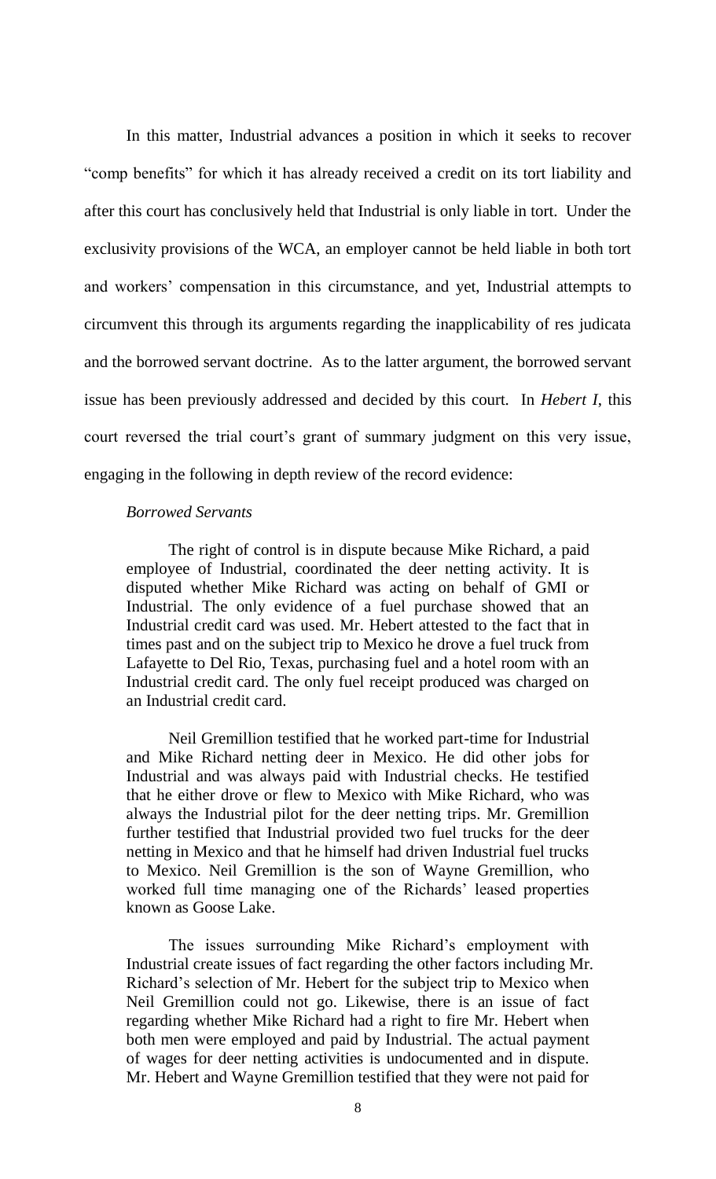In this matter, Industrial advances a position in which it seeks to recover "comp benefits" for which it has already received a credit on its tort liability and after this court has conclusively held that Industrial is only liable in tort. Under the exclusivity provisions of the WCA, an employer cannot be held liable in both tort and workers' compensation in this circumstance, and yet, Industrial attempts to circumvent this through its arguments regarding the inapplicability of res judicata and the borrowed servant doctrine. As to the latter argument, the borrowed servant issue has been previously addressed and decided by this court. In *Hebert I*, this court reversed the trial court's grant of summary judgment on this very issue, engaging in the following in depth review of the record evidence:

> *Borrowed Servants*
>
> The right of control is in dispute because Mike Richard, a paid employee of Industrial, coordinated the deer netting activity. It is disputed whether Mike Richard was acting on behalf of GMI or Industrial. The only evidence of a fuel purchase showed that an Industrial credit card was used. Mr. Hebert attested to the fact that in times past and on the subject trip to Mexico he drove a fuel truck from Lafayette to Del Rio, Texas, purchasing fuel and a hotel room with an Industrial credit card. The only fuel receipt produced was charged on an Industrial credit card.
>
> Neil Gremillion testified that he worked part-time for Industrial and Mike Richard netting deer in Mexico. He did other jobs for Industrial and was always paid with Industrial checks. He testified that he either drove or flew to Mexico with Mike Richard, who was always the Industrial pilot for the deer netting trips. Mr. Gremillion further testified that Industrial provided two fuel trucks for the deer netting in Mexico and that he himself had driven Industrial fuel trucks to Mexico. Neil Gremillion is the son of Wayne Gremillion, who worked full time managing one of the Richards' leased properties known as Goose Lake.
>
> The issues surrounding Mike Richard's employment with Industrial create issues of fact regarding the other factors including Mr. Richard's selection of Mr. Hebert for the subject trip to Mexico when Neil Gremillion could not go. Likewise, there is an issue of fact regarding whether Mike Richard had a right to fire Mr. Hebert when both men were employed and paid by Industrial. The actual payment of wages for deer netting activities is undocumented and in dispute. Mr. Hebert and Wayne Gremillion testified that they were not paid for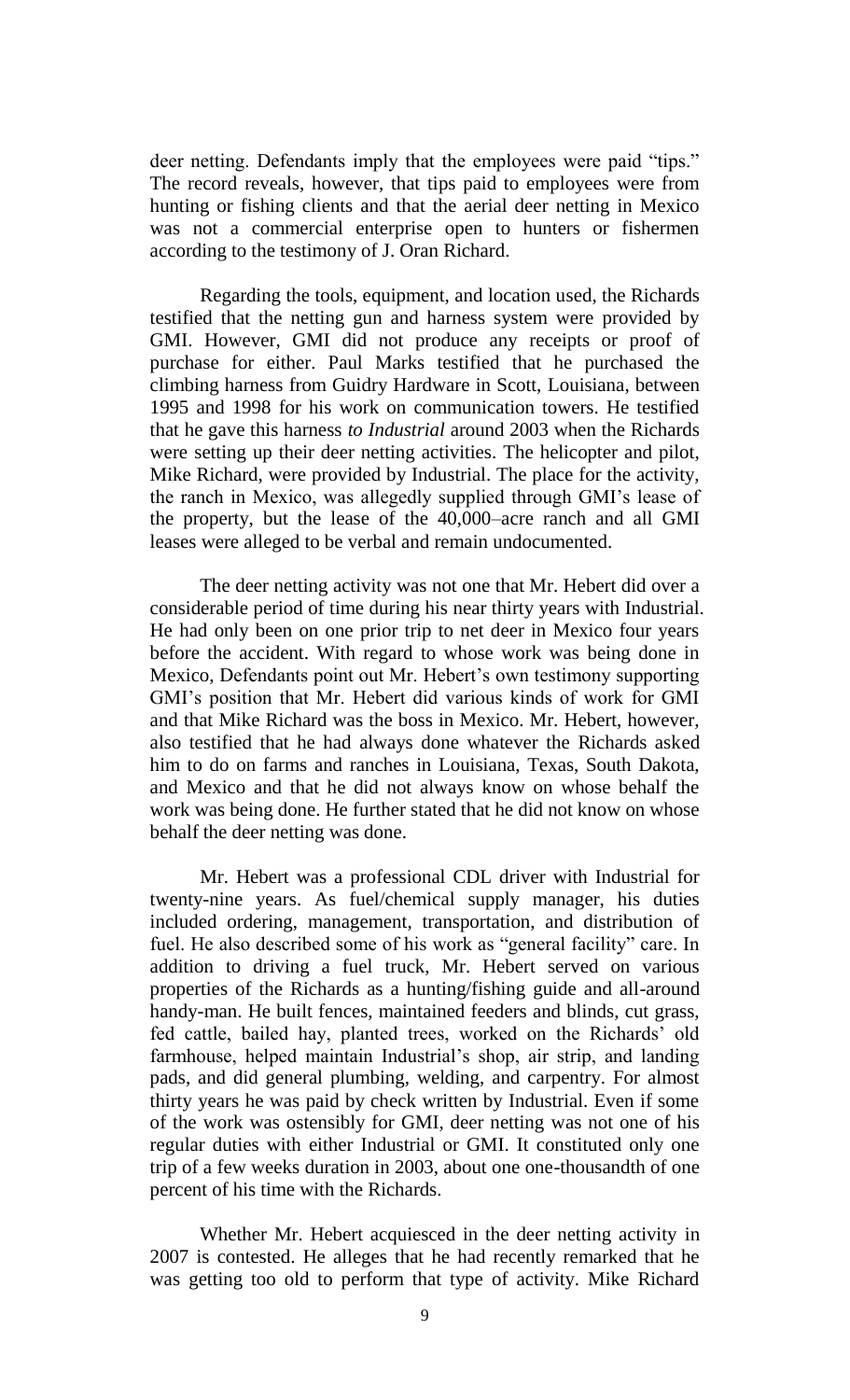deer netting. Defendants imply that the employees were paid "tips." The record reveals, however, that tips paid to employees were from hunting or fishing clients and that the aerial deer netting in Mexico was not a commercial enterprise open to hunters or fishermen according to the testimony of J. Oran Richard.

Regarding the tools, equipment, and location used, the Richards testified that the netting gun and harness system were provided by GMI. However, GMI did not produce any receipts or proof of purchase for either. Paul Marks testified that he purchased the climbing harness from Guidry Hardware in Scott, Louisiana, between 1995 and 1998 for his work on communication towers. He testified that he gave this harness *to Industrial* around 2003 when the Richards were setting up their deer netting activities. The helicopter and pilot, Mike Richard, were provided by Industrial. The place for the activity, the ranch in Mexico, was allegedly supplied through GMI's lease of the property, but the lease of the 40,000–acre ranch and all GMI leases were alleged to be verbal and remain undocumented.

The deer netting activity was not one that Mr. Hebert did over a considerable period of time during his near thirty years with Industrial. He had only been on one prior trip to net deer in Mexico four years before the accident. With regard to whose work was being done in Mexico, Defendants point out Mr. Hebert's own testimony supporting GMI's position that Mr. Hebert did various kinds of work for GMI and that Mike Richard was the boss in Mexico. Mr. Hebert, however, also testified that he had always done whatever the Richards asked him to do on farms and ranches in Louisiana, Texas, South Dakota, and Mexico and that he did not always know on whose behalf the work was being done. He further stated that he did not know on whose behalf the deer netting was done.

Mr. Hebert was a professional CDL driver with Industrial for twenty-nine years. As fuel/chemical supply manager, his duties included ordering, management, transportation, and distribution of fuel. He also described some of his work as "general facility" care. In addition to driving a fuel truck, Mr. Hebert served on various properties of the Richards as a hunting/fishing guide and all-around handy-man. He built fences, maintained feeders and blinds, cut grass, fed cattle, bailed hay, planted trees, worked on the Richards' old farmhouse, helped maintain Industrial's shop, air strip, and landing pads, and did general plumbing, welding, and carpentry. For almost thirty years he was paid by check written by Industrial. Even if some of the work was ostensibly for GMI, deer netting was not one of his regular duties with either Industrial or GMI. It constituted only one trip of a few weeks duration in 2003, about one one-thousandth of one percent of his time with the Richards.

Whether Mr. Hebert acquiesced in the deer netting activity in 2007 is contested. He alleges that he had recently remarked that he was getting too old to perform that type of activity. Mike Richard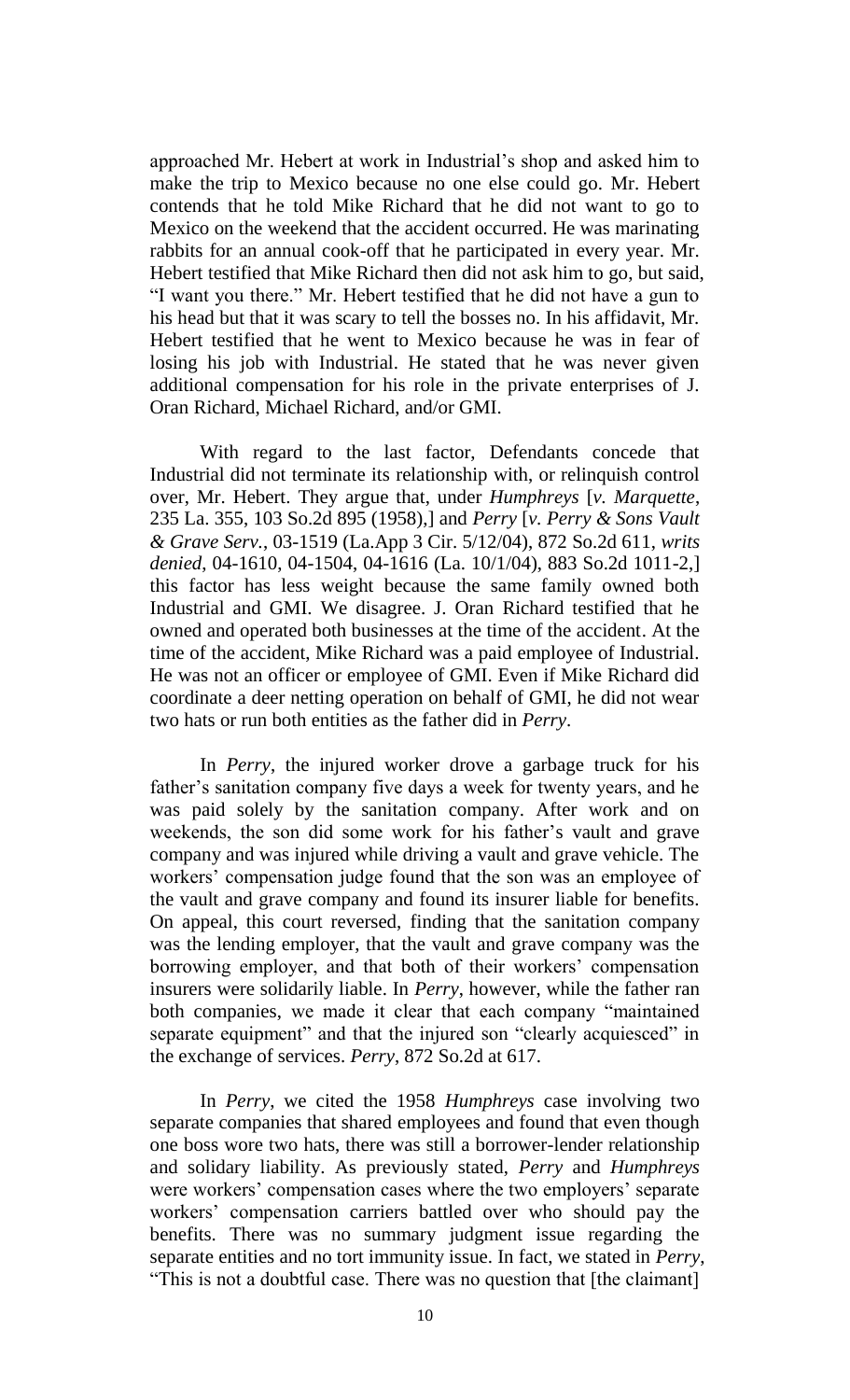approached Mr. Hebert at work in Industrial's shop and asked him to make the trip to Mexico because no one else could go. Mr. Hebert contends that he told Mike Richard that he did not want to go to Mexico on the weekend that the accident occurred. He was marinating rabbits for an annual cook-off that he participated in every year. Mr. Hebert testified that Mike Richard then did not ask him to go, but said, "I want you there." Mr. Hebert testified that he did not have a gun to his head but that it was scary to tell the bosses no. In his affidavit, Mr. Hebert testified that he went to Mexico because he was in fear of losing his job with Industrial. He stated that he was never given additional compensation for his role in the private enterprises of J. Oran Richard, Michael Richard, and/or GMI.

With regard to the last factor, Defendants concede that Industrial did not terminate its relationship with, or relinquish control over, Mr. Hebert. They argue that, under *Humphreys* [*v. Marquette*, 235 La. 355, 103 So.2d 895 (1958),] and *Perry* [*v. Perry & Sons Vault & Grave Serv.*, 03-1519 (La.App 3 Cir. 5/12/04), 872 So.2d 611, *writs denied*, 04-1610, 04-1504, 04-1616 (La. 10/1/04), 883 So.2d 1011-2,] this factor has less weight because the same family owned both Industrial and GMI. We disagree. J. Oran Richard testified that he owned and operated both businesses at the time of the accident. At the time of the accident, Mike Richard was a paid employee of Industrial. He was not an officer or employee of GMI. Even if Mike Richard did coordinate a deer netting operation on behalf of GMI, he did not wear two hats or run both entities as the father did in *Perry*.

In *Perry*, the injured worker drove a garbage truck for his father's sanitation company five days a week for twenty years, and he was paid solely by the sanitation company. After work and on weekends, the son did some work for his father's vault and grave company and was injured while driving a vault and grave vehicle. The workers' compensation judge found that the son was an employee of the vault and grave company and found its insurer liable for benefits. On appeal, this court reversed, finding that the sanitation company was the lending employer, that the vault and grave company was the borrowing employer, and that both of their workers' compensation insurers were solidarily liable. In *Perry*, however, while the father ran both companies, we made it clear that each company "maintained separate equipment" and that the injured son "clearly acquiesced" in the exchange of services. *Perry*, 872 So.2d at 617.

In *Perry*, we cited the 1958 *Humphreys* case involving two separate companies that shared employees and found that even though one boss wore two hats, there was still a borrower-lender relationship and solidary liability. As previously stated, *Perry* and *Humphreys* were workers' compensation cases where the two employers' separate workers' compensation carriers battled over who should pay the benefits. There was no summary judgment issue regarding the separate entities and no tort immunity issue. In fact, we stated in *Perry*, "This is not a doubtful case. There was no question that [the claimant]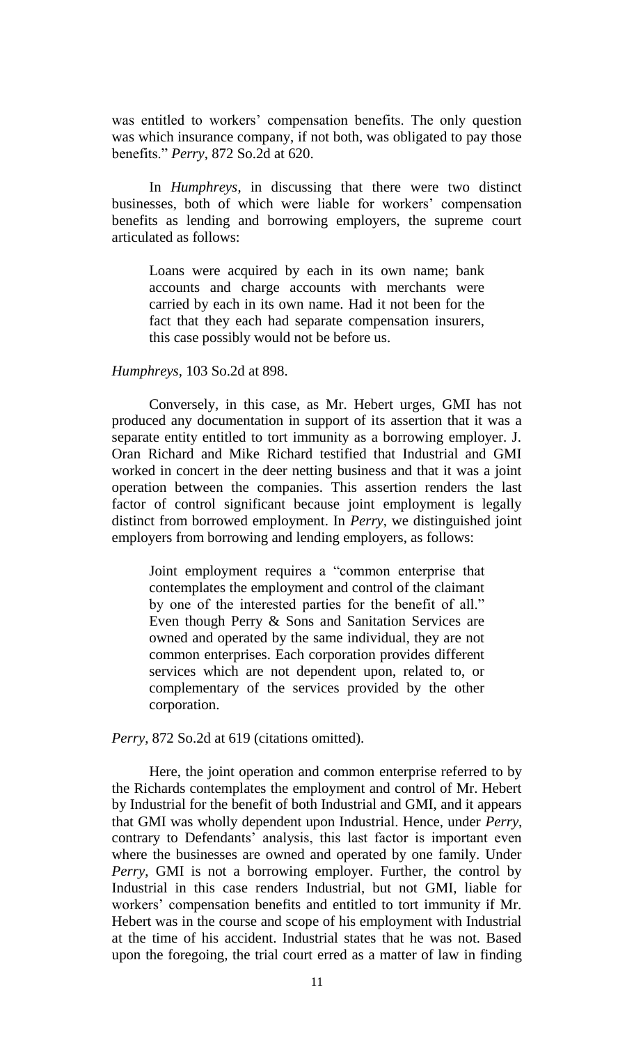was entitled to workers' compensation benefits. The only question was which insurance company, if not both, was obligated to pay those benefits." *Perry*, 872 So.2d at 620.

In *Humphreys*, in discussing that there were two distinct businesses, both of which were liable for workers' compensation benefits as lending and borrowing employers, the supreme court articulated as follows:

> Loans were acquired by each in its own name; bank accounts and charge accounts with merchants were carried by each in its own name. Had it not been for the fact that they each had separate compensation insurers, this case possibly would not be before us.

*Humphreys*, 103 So.2d at 898.

Conversely, in this case, as Mr. Hebert urges, GMI has not produced any documentation in support of its assertion that it was a separate entity entitled to tort immunity as a borrowing employer. J. Oran Richard and Mike Richard testified that Industrial and GMI worked in concert in the deer netting business and that it was a joint operation between the companies. This assertion renders the last factor of control significant because joint employment is legally distinct from borrowed employment. In *Perry*, we distinguished joint employers from borrowing and lending employers, as follows:

> Joint employment requires a "common enterprise that contemplates the employment and control of the claimant by one of the interested parties for the benefit of all." Even though Perry & Sons and Sanitation Services are owned and operated by the same individual, they are not common enterprises. Each corporation provides different services which are not dependent upon, related to, or complementary of the services provided by the other corporation.

*Perry*, 872 So.2d at 619 (citations omitted).

Here, the joint operation and common enterprise referred to by the Richards contemplates the employment and control of Mr. Hebert by Industrial for the benefit of both Industrial and GMI, and it appears that GMI was wholly dependent upon Industrial. Hence, under *Perry*, contrary to Defendants' analysis, this last factor is important even where the businesses are owned and operated by one family. Under *Perry*, GMI is not a borrowing employer. Further, the control by Industrial in this case renders Industrial, but not GMI, liable for workers' compensation benefits and entitled to tort immunity if Mr. Hebert was in the course and scope of his employment with Industrial at the time of his accident. Industrial states that he was not. Based upon the foregoing, the trial court erred as a matter of law in finding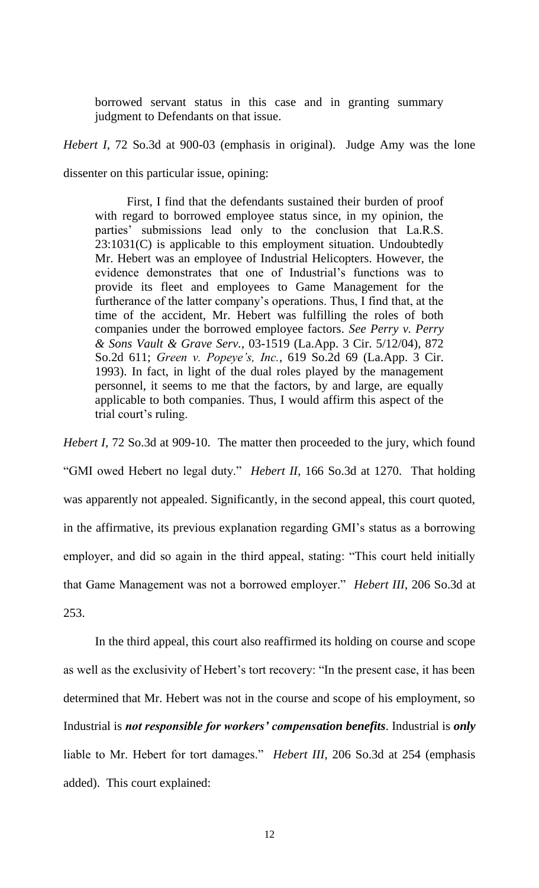> borrowed servant status in this case and in granting summary judgment to Defendants on that issue.

*Hebert I*, 72 So.3d at 900-03 (emphasis in original). Judge Amy was the lone dissenter on this particular issue, opining:

> First, I find that the defendants sustained their burden of proof with regard to borrowed employee status since, in my opinion, the parties' submissions lead only to the conclusion that La.R.S. 23:1031(C) is applicable to this employment situation. Undoubtedly Mr. Hebert was an employee of Industrial Helicopters. However, the evidence demonstrates that one of Industrial's functions was to provide its fleet and employees to Game Management for the furtherance of the latter company's operations. Thus, I find that, at the time of the accident, Mr. Hebert was fulfilling the roles of both companies under the borrowed employee factors. *See Perry v. Perry & Sons Vault & Grave Serv.*, 03-1519 (La.App. 3 Cir. 5/12/04), 872 So.2d 611; *Green v. Popeye's, Inc.*, 619 So.2d 69 (La.App. 3 Cir. 1993). In fact, in light of the dual roles played by the management personnel, it seems to me that the factors, by and large, are equally applicable to both companies. Thus, I would affirm this aspect of the trial court's ruling.

*Hebert I*, 72 So.3d at 909-10. The matter then proceeded to the jury, which found "GMI owed Hebert no legal duty." *Hebert II*, 166 So.3d at 1270. That holding was apparently not appealed. Significantly, in the second appeal, this court quoted, in the affirmative, its previous explanation regarding GMI's status as a borrowing employer, and did so again in the third appeal, stating: "This court held initially that Game Management was not a borrowed employer." *Hebert III*, 206 So.3d at 253.

In the third appeal, this court also reaffirmed its holding on course and scope as well as the exclusivity of Hebert's tort recovery: "In the present case, it has been determined that Mr. Hebert was not in the course and scope of his employment, so Industrial is ***not responsible for workers' compensation benefits***. Industrial is ***only*** liable to Mr. Hebert for tort damages." *Hebert III*, 206 So.3d at 254 (emphasis added). This court explained: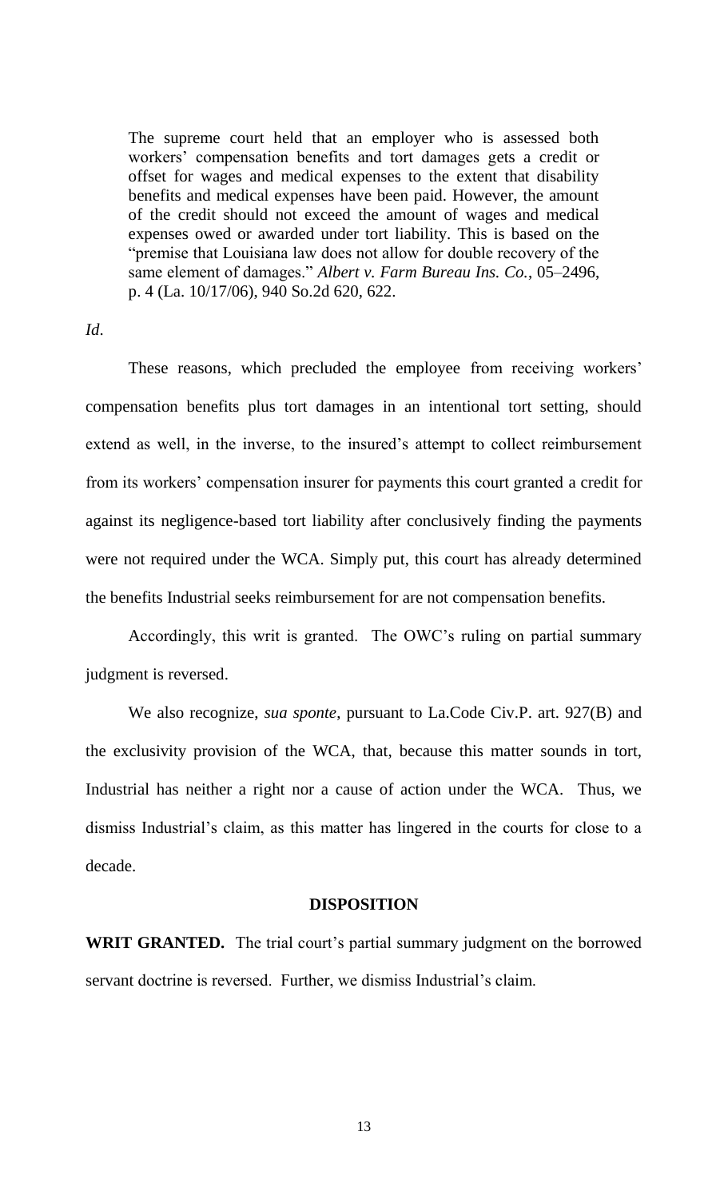> The supreme court held that an employer who is assessed both workers' compensation benefits and tort damages gets a credit or offset for wages and medical expenses to the extent that disability benefits and medical expenses have been paid. However, the amount of the credit should not exceed the amount of wages and medical expenses owed or awarded under tort liability. This is based on the "premise that Louisiana law does not allow for double recovery of the same element of damages." *Albert v. Farm Bureau Ins. Co.*, 05–2496, p. 4 (La. 10/17/06), 940 So.2d 620, 622.

*Id*.

These reasons, which precluded the employee from receiving workers' compensation benefits plus tort damages in an intentional tort setting, should extend as well, in the inverse, to the insured's attempt to collect reimbursement from its workers' compensation insurer for payments this court granted a credit for against its negligence-based tort liability after conclusively finding the payments were not required under the WCA. Simply put, this court has already determined the benefits Industrial seeks reimbursement for are not compensation benefits.

Accordingly, this writ is granted. The OWC's ruling on partial summary judgment is reversed.

We also recognize, *sua sponte*, pursuant to La.Code Civ.P. art. 927(B) and the exclusivity provision of the WCA, that, because this matter sounds in tort, Industrial has neither a right nor a cause of action under the WCA. Thus, we dismiss Industrial's claim, as this matter has lingered in the courts for close to a decade.

## DISPOSITION

**WRIT GRANTED.** The trial court's partial summary judgment on the borrowed servant doctrine is reversed. Further, we dismiss Industrial's claim.